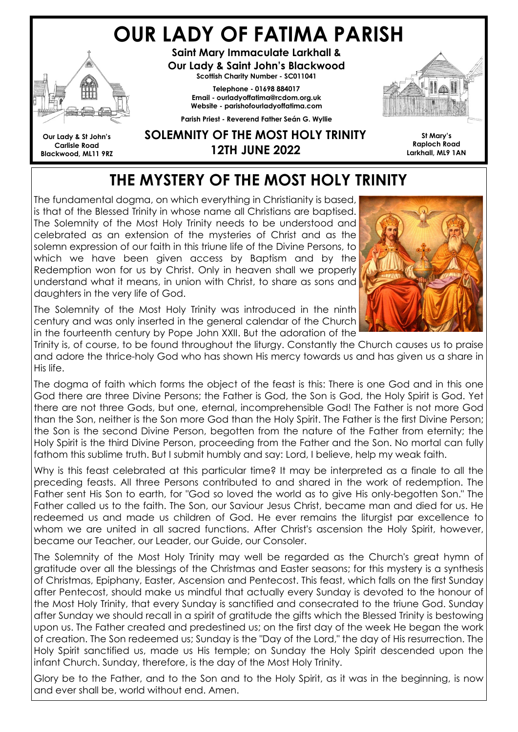# OUR LADY OF FATIMA PARISH

**Saint Mary Immaculate Larkhall &**
**Our Lady & Saint John's Blackwood**
**Scottish Charity Number - SC011041**

**Telephone - 01698 884017**
**Email - ourladyoffatima@rcdom.org.uk**
**Website - parishofourladyoffatima.com**

**Parish Priest - Reverend Father Seán G. Wyllie**

**Our Lady & St John's**
**Carlisle Road**
**Blackwood, ML11 9RZ**

**St Mary's**
**Raploch Road**
**Larkhall, ML9 1AN**

## SOLEMNITY OF THE MOST HOLY TRINITY
## 12TH JUNE 2022

## THE MYSTERY OF THE MOST HOLY TRINITY

The fundamental dogma, on which everything in Christianity is based, is that of the Blessed Trinity in whose name all Christians are baptised. The Solemnity of the Most Holy Trinity needs to be understood and celebrated as an extension of the mysteries of Christ and as the solemn expression of our faith in this triune life of the Divine Persons, to which we have been given access by Baptism and by the Redemption won for us by Christ. Only in heaven shall we properly understand what it means, in union with Christ, to share as sons and daughters in the very life of God.

The Solemnity of the Most Holy Trinity was introduced in the ninth century and was only inserted in the general calendar of the Church in the fourteenth century by Pope John XXII. But the adoration of the Trinity is, of course, to be found throughout the liturgy. Constantly the Church causes us to praise and adore the thrice-holy God who has shown His mercy towards us and has given us a share in His life.

The dogma of faith which forms the object of the feast is this: There is one God and in this one God there are three Divine Persons; the Father is God, the Son is God, the Holy Spirit is God. Yet there are not three Gods, but one, eternal, incomprehensible God! The Father is not more God than the Son, neither is the Son more God than the Holy Spirit. The Father is the first Divine Person; the Son is the second Divine Person, begotten from the nature of the Father from eternity; the Holy Spirit is the third Divine Person, proceeding from the Father and the Son. No mortal can fully fathom this sublime truth. But I submit humbly and say: Lord, I believe, help my weak faith.

Why is this feast celebrated at this particular time? It may be interpreted as a finale to all the preceding feasts. All three Persons contributed to and shared in the work of redemption. The Father sent His Son to earth, for "God so loved the world as to give His only-begotten Son." The Father called us to the faith. The Son, our Saviour Jesus Christ, became man and died for us. He redeemed us and made us children of God. He ever remains the liturgist par excellence to whom we are united in all sacred functions. After Christ's ascension the Holy Spirit, however, became our Teacher, our Leader, our Guide, our Consoler.

The Solemnity of the Most Holy Trinity may well be regarded as the Church's great hymn of gratitude over all the blessings of the Christmas and Easter seasons; for this mystery is a synthesis of Christmas, Epiphany, Easter, Ascension and Pentecost. This feast, which falls on the first Sunday after Pentecost, should make us mindful that actually every Sunday is devoted to the honour of the Most Holy Trinity, that every Sunday is sanctified and consecrated to the triune God. Sunday after Sunday we should recall in a spirit of gratitude the gifts which the Blessed Trinity is bestowing upon us. The Father created and predestined us; on the first day of the week He began the work of creation. The Son redeemed us; Sunday is the "Day of the Lord," the day of His resurrection. The Holy Spirit sanctified us, made us His temple; on Sunday the Holy Spirit descended upon the infant Church. Sunday, therefore, is the day of the Most Holy Trinity.

Glory be to the Father, and to the Son and to the Holy Spirit, as it was in the beginning, is now and ever shall be, world without end. Amen.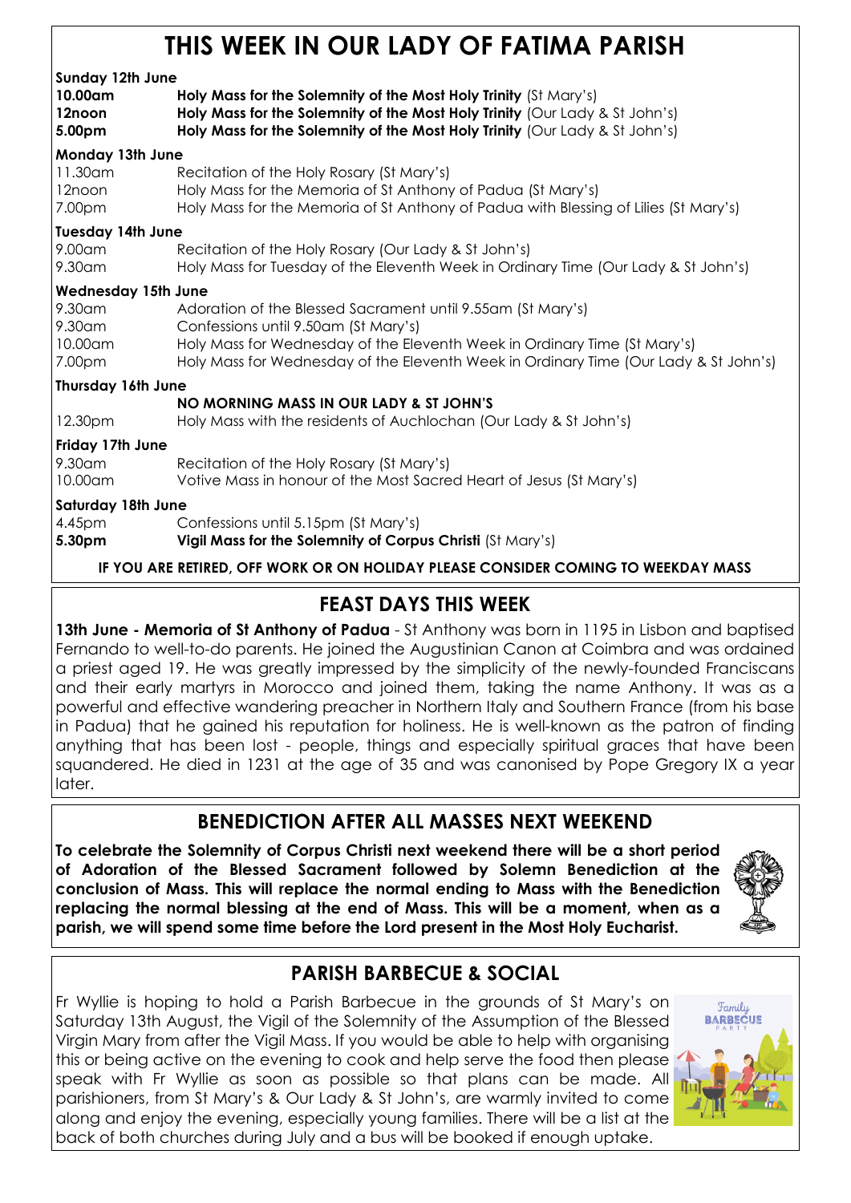# THIS WEEK IN OUR LADY OF FATIMA PARISH

**Sunday 12th June**

| | |
|---|---|
| **10.00am** | **Holy Mass for the Solemnity of the Most Holy Trinity** (St Mary's) |
| **12noon** | **Holy Mass for the Solemnity of the Most Holy Trinity** (Our Lady & St John's) |
| **5.00pm** | **Holy Mass for the Solemnity of the Most Holy Trinity** (Our Lady & St John's) |

**Monday 13th June**

| | |
|---|---|
| 11.30am | Recitation of the Holy Rosary (St Mary's) |
| 12noon | Holy Mass for the Memoria of St Anthony of Padua (St Mary's) |
| 7.00pm | Holy Mass for the Memoria of St Anthony of Padua with Blessing of Lilies (St Mary's) |

**Tuesday 14th June**

| | |
|---|---|
| 9.00am | Recitation of the Holy Rosary (Our Lady & St John's) |
| 9.30am | Holy Mass for Tuesday of the Eleventh Week in Ordinary Time (Our Lady & St John's) |

**Wednesday 15th June**

| | |
|---|---|
| 9.30am | Adoration of the Blessed Sacrament until 9.55am (St Mary's) |
| 9.30am | Confessions until 9.50am (St Mary's) |
| 10.00am | Holy Mass for Wednesday of the Eleventh Week in Ordinary Time (St Mary's) |
| 7.00pm | Holy Mass for Wednesday of the Eleventh Week in Ordinary Time (Our Lady & St John's) |

**Thursday 16th June**

**NO MORNING MASS IN OUR LADY & ST JOHN'S**

| | |
|---|---|
| 12.30pm | Holy Mass with the residents of Auchlochan (Our Lady & St John's) |

**Friday 17th June**

| | |
|---|---|
| 9.30am | Recitation of the Holy Rosary (St Mary's) |
| 10.00am | Votive Mass in honour of the Most Sacred Heart of Jesus (St Mary's) |

**Saturday 18th June**

| | |
|---|---|
| 4.45pm | Confessions until 5.15pm (St Mary's) |
| **5.30pm** | **Vigil Mass for the Solemnity of Corpus Christi** (St Mary's) |

**IF YOU ARE RETIRED, OFF WORK OR ON HOLIDAY PLEASE CONSIDER COMING TO WEEKDAY MASS**

## FEAST DAYS THIS WEEK

**13th June - Memoria of St Anthony of Padua** - St Anthony was born in 1195 in Lisbon and baptised Fernando to well-to-do parents. He joined the Augustinian Canon at Coimbra and was ordained a priest aged 19. He was greatly impressed by the simplicity of the newly-founded Franciscans and their early martyrs in Morocco and joined them, taking the name Anthony. It was as a powerful and effective wandering preacher in Northern Italy and Southern France (from his base in Padua) that he gained his reputation for holiness. He is well-known as the patron of finding anything that has been lost - people, things and especially spiritual graces that have been squandered. He died in 1231 at the age of 35 and was canonised by Pope Gregory IX a year later.

## BENEDICTION AFTER ALL MASSES NEXT WEEKEND

**To celebrate the Solemnity of Corpus Christi next weekend there will be a short period of Adoration of the Blessed Sacrament followed by Solemn Benediction at the conclusion of Mass. This will replace the normal ending to Mass with the Benediction replacing the normal blessing at the end of Mass. This will be a moment, when as a parish, we will spend some time before the Lord present in the Most Holy Eucharist.**

## PARISH BARBECUE & SOCIAL

Fr Wyllie is hoping to hold a Parish Barbecue in the grounds of St Mary's on Saturday 13th August, the Vigil of the Solemnity of the Assumption of the Blessed Virgin Mary from after the Vigil Mass. If you would be able to help with organising this or being active on the evening to cook and help serve the food then please speak with Fr Wyllie as soon as possible so that plans can be made. All parishioners, from St Mary's & Our Lady & St John's, are warmly invited to come along and enjoy the evening, especially young families. There will be a list at the back of both churches during July and a bus will be booked if enough uptake.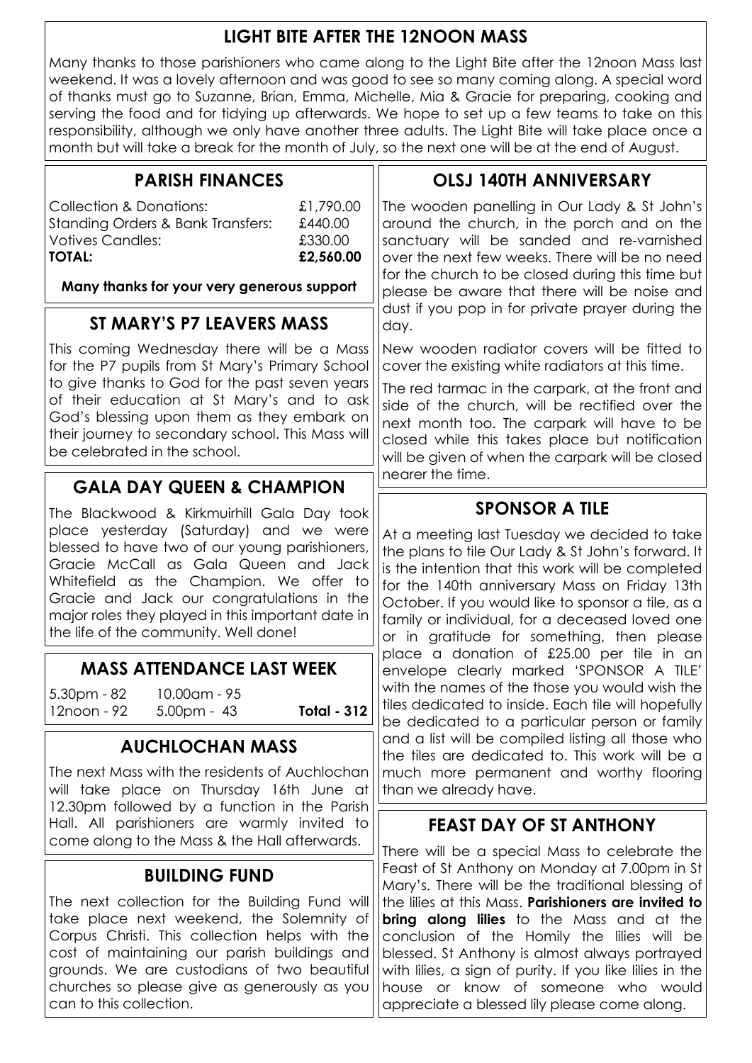## LIGHT BITE AFTER THE 12NOON MASS

Many thanks to those parishioners who came along to the Light Bite after the 12noon Mass last weekend. It was a lovely afternoon and was good to see so many coming along. A special word of thanks must go to Suzanne, Brian, Emma, Michelle, Mia & Gracie for preparing, cooking and serving the food and for tidying up afterwards. We hope to set up a few teams to take on this responsibility, although we only have another three adults. The Light Bite will take place once a month but will take a break for the month of July, so the next one will be at the end of August.

## PARISH FINANCES

| | |
|---|---|
| Collection & Donations: | £1,790.00 |
| Standing Orders & Bank Transfers: | £440.00 |
| Votives Candles: | £330.00 |
| **TOTAL:** | **£2,560.00** |

**Many thanks for your very generous support**

## ST MARY'S P7 LEAVERS MASS

This coming Wednesday there will be a Mass for the P7 pupils from St Mary's Primary School to give thanks to God for the past seven years of their education at St Mary's and to ask God's blessing upon them as they embark on their journey to secondary school. This Mass will be celebrated in the school.

## GALA DAY QUEEN & CHAMPION

The Blackwood & Kirkmuirhill Gala Day took place yesterday (Saturday) and we were blessed to have two of our young parishioners, Gracie McCall as Gala Queen and Jack Whitefield as the Champion. We offer to Gracie and Jack our congratulations in the major roles they played in this important date in the life of the community. Well done!

## MASS ATTENDANCE LAST WEEK

| | | |
|---|---|---|
| 5.30pm - 82 | 10.00am - 95 | |
| 12noon - 92 | 5.00pm - 43 | **Total - 312** |

## AUCHLOCHAN MASS

The next Mass with the residents of Auchlochan will take place on Thursday 16th June at 12.30pm followed by a function in the Parish Hall. All parishioners are warmly invited to come along to the Mass & the Hall afterwards.

## BUILDING FUND

The next collection for the Building Fund will take place next weekend, the Solemnity of Corpus Christi. This collection helps with the cost of maintaining our parish buildings and grounds. We are custodians of two beautiful churches so please give as generously as you can to this collection.

## OLSJ 140TH ANNIVERSARY

The wooden panelling in Our Lady & St John's around the church, in the porch and on the sanctuary will be sanded and re-varnished over the next few weeks. There will be no need for the church to be closed during this time but please be aware that there will be noise and dust if you pop in for private prayer during the day.

New wooden radiator covers will be fitted to cover the existing white radiators at this time.

The red tarmac in the carpark, at the front and side of the church, will be rectified over the next month too. The carpark will have to be closed while this takes place but notification will be given of when the carpark will be closed nearer the time.

## SPONSOR A TILE

At a meeting last Tuesday we decided to take the plans to tile Our Lady & St John's forward. It is the intention that this work will be completed for the 140th anniversary Mass on Friday 13th October. If you would like to sponsor a tile, as a family or individual, for a deceased loved one or in gratitude for something, then please place a donation of £25.00 per tile in an envelope clearly marked 'SPONSOR A TILE' with the names of the those you would wish the tiles dedicated to inside. Each tile will hopefully be dedicated to a particular person or family and a list will be compiled listing all those who the tiles are dedicated to. This work will be a much more permanent and worthy flooring than we already have.

## FEAST DAY OF ST ANTHONY

There will be a special Mass to celebrate the Feast of St Anthony on Monday at 7.00pm in St Mary's. There will be the traditional blessing of the lilies at this Mass. **Parishioners are invited to bring along lilies** to the Mass and at the conclusion of the Homily the lilies will be blessed. St Anthony is almost always portrayed with lilies, a sign of purity. If you like lilies in the house or know of someone who would appreciate a blessed lily please come along.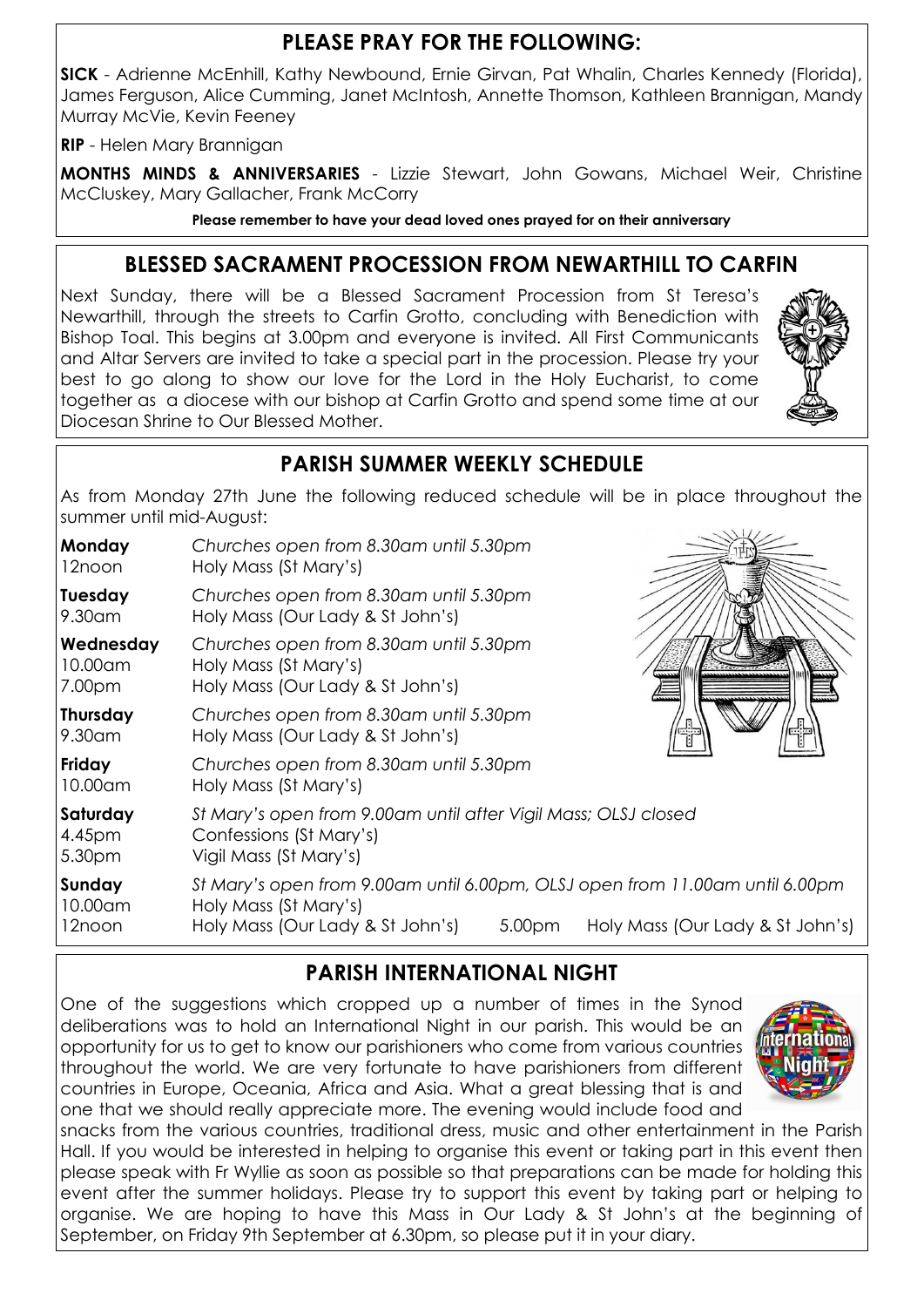## PLEASE PRAY FOR THE FOLLOWING:

**SICK** - Adrienne McEnhill, Kathy Newbound, Ernie Girvan, Pat Whalin, Charles Kennedy (Florida), James Ferguson, Alice Cumming, Janet McIntosh, Annette Thomson, Kathleen Brannigan, Mandy Murray McVie, Kevin Feeney

**RIP** - Helen Mary Brannigan

**MONTHS MINDS & ANNIVERSARIES** - Lizzie Stewart, John Gowans, Michael Weir, Christine McCluskey, Mary Gallacher, Frank McCorry

**Please remember to have your dead loved ones prayed for on their anniversary**

## BLESSED SACRAMENT PROCESSION FROM NEWARTHILL TO CARFIN

Next Sunday, there will be a Blessed Sacrament Procession from St Teresa's Newarthill, through the streets to Carfin Grotto, concluding with Benediction with Bishop Toal. This begins at 3.00pm and everyone is invited. All First Communicants and Altar Servers are invited to take a special part in the procession. Please try your best to go along to show our love for the Lord in the Holy Eucharist, to come together as a diocese with our bishop at Carfin Grotto and spend some time at our Diocesan Shrine to Our Blessed Mother.

## PARISH SUMMER WEEKLY SCHEDULE

As from Monday 27th June the following reduced schedule will be in place throughout the summer until mid-August:

| | |
|---|---|
| **Monday** | *Churches open from 8.30am until 5.30pm* |
| 12noon | Holy Mass (St Mary's) |
| **Tuesday** | *Churches open from 8.30am until 5.30pm* |
| 9.30am | Holy Mass (Our Lady & St John's) |
| **Wednesday** | *Churches open from 8.30am until 5.30pm* |
| 10.00am | Holy Mass (St Mary's) |
| 7.00pm | Holy Mass (Our Lady & St John's) |
| **Thursday** | *Churches open from 8.30am until 5.30pm* |
| 9.30am | Holy Mass (Our Lady & St John's) |
| **Friday** | *Churches open from 8.30am until 5.30pm* |
| 10.00am | Holy Mass (St Mary's) |
| **Saturday** | *St Mary's open from 9.00am until after Vigil Mass; OLSJ closed* |
| 4.45pm | Confessions (St Mary's) |
| 5.30pm | Vigil Mass (St Mary's) |
| **Sunday** | *St Mary's open from 9.00am until 6.00pm, OLSJ open from 11.00am until 6.00pm* |
| 10.00am | Holy Mass (St Mary's) |
| 12noon | Holy Mass (Our Lady & St John's) |
| 5.00pm | Holy Mass (Our Lady & St John's) |

## PARISH INTERNATIONAL NIGHT

One of the suggestions which cropped up a number of times in the Synod deliberations was to hold an International Night in our parish. This would be an opportunity for us to get to know our parishioners who come from various countries throughout the world. We are very fortunate to have parishioners from different countries in Europe, Oceania, Africa and Asia. What a great blessing that is and one that we should really appreciate more. The evening would include food and snacks from the various countries, traditional dress, music and other entertainment in the Parish Hall. If you would be interested in helping to organise this event or taking part in this event then please speak with Fr Wyllie as soon as possible so that preparations can be made for holding this event after the summer holidays. Please try to support this event by taking part or helping to organise. We are hoping to have this Mass in Our Lady & St John's at the beginning of September, on Friday 9th September at 6.30pm, so please put it in your diary.